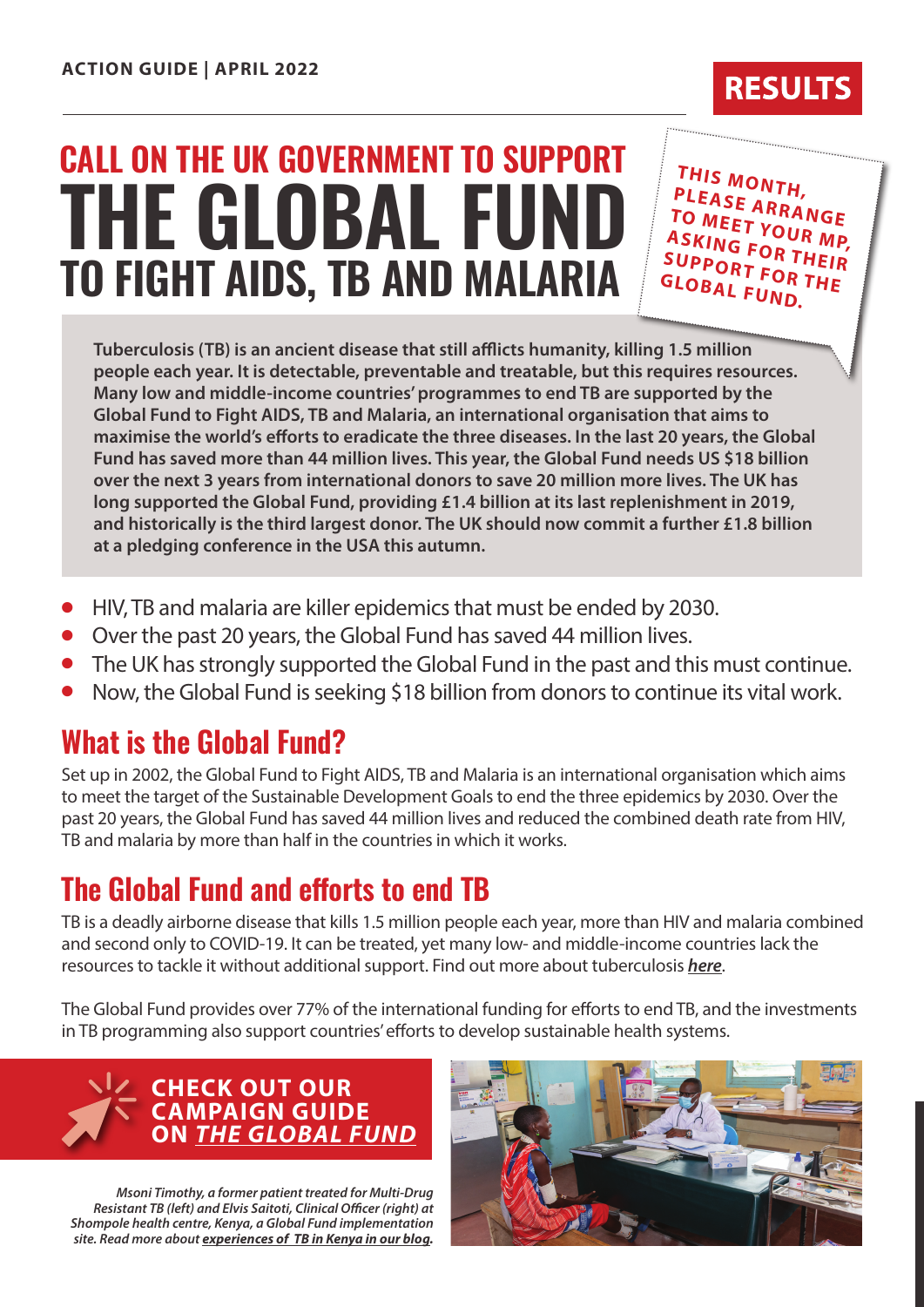ACTION GUIDE | APRIL 2022

RESULTS

# CALL ON THE UK GOVERNMENT TO SUPPORT THE GLOBAL FUND TO FIGHT AIDS, TB AND MALARIA

**THIS MONTH, PLEASE ARRANGE TO MEET YOUR MP, ASKING FOR THEIR SUPPORT FOR THE GLOBAL FUND.**

**Tuberculosis (TB) is an ancient disease that still afflicts humanity, killing 1.5 million people each year. It is detectable, preventable and treatable, but this requires resources. Many low and middle-income countries' programmes to end TB are supported by the Global Fund to Fight AIDS, TB and Malaria, an international organisation that aims to maximise the world's efforts to eradicate the three diseases. In the last 20 years, the Global Fund has saved more than 44 million lives. This year, the Global Fund needs US $18 billion over the next 3 years from international donors to save 20 million more lives. The UK has long supported the Global Fund, providing £1.4 billion at its last replenishment in 2019, and historically is the third largest donor. The UK should now commit a further £1.8 billion at a pledging conference in the USA this autumn.**

- HIV, TB and malaria are killer epidemics that must be ended by 2030.
- Over the past 20 years, the Global Fund has saved 44 million lives.
- The UK has strongly supported the Global Fund in the past and this must continue.
- Now, the Global Fund is seeking $18 billion from donors to continue its vital work.

## What is the Global Fund?

Set up in 2002, the Global Fund to Fight AIDS, TB and Malaria is an international organisation which aims to meet the target of the Sustainable Development Goals to end the three epidemics by 2030. Over the past 20 years, the Global Fund has saved 44 million lives and reduced the combined death rate from HIV, TB and malaria by more than half in the countries in which it works.

## The Global Fund and efforts to end TB

TB is a deadly airborne disease that kills 1.5 million people each year, more than HIV and malaria combined and second only to COVID-19. It can be treated, yet many low- and middle-income countries lack the resources to tackle it without additional support. Find out more about tuberculosis ***here***.

The Global Fund provides over 77% of the international funding for efforts to end TB, and the investments in TB programming also support countries' efforts to develop sustainable health systems.

**CHECK OUT OUR CAMPAIGN GUIDE ON *THE GLOBAL FUND***

***Msoni Timothy, a former patient treated for Multi-Drug Resistant TB (left) and Elvis Saitoti, Clinical Officer (right) at Shompole health centre, Kenya, a Global Fund implementation site. Read more about experiences of TB in Kenya in our blog.***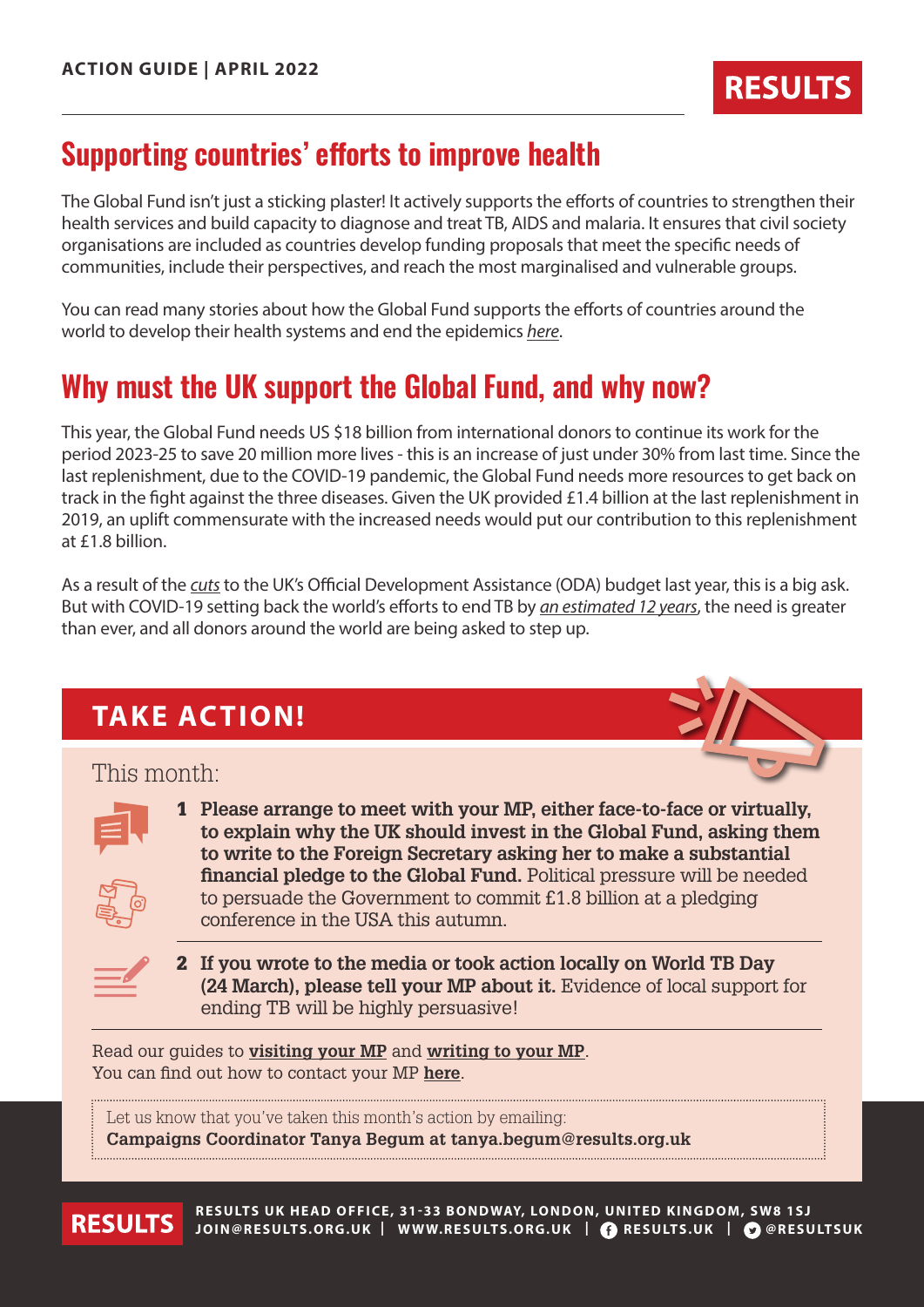## Supporting countries' efforts to improve health

The Global Fund isn't just a sticking plaster! It actively supports the efforts of countries to strengthen their health services and build capacity to diagnose and treat TB, AIDS and malaria. It ensures that civil society organisations are included as countries develop funding proposals that meet the specific needs of communities, include their perspectives, and reach the most marginalised and vulnerable groups.

You can read many stories about how the Global Fund supports the efforts of countries around the world to develop their health systems and end the epidemics *here*.

## Why must the UK support the Global Fund, and why now?

This year, the Global Fund needs US $18 billion from international donors to continue its work for the period 2023-25 to save 20 million more lives - this is an increase of just under 30% from last time. Since the last replenishment, due to the COVID-19 pandemic, the Global Fund needs more resources to get back on track in the fight against the three diseases. Given the UK provided £1.4 billion at the last replenishment in 2019, an uplift commensurate with the increased needs would put our contribution to this replenishment at £1.8 billion.

As a result of the *cuts* to the UK's Official Development Assistance (ODA) budget last year, this is a big ask. But with COVID-19 setting back the world's efforts to end TB by *an estimated 12 years*, the need is greater than ever, and all donors around the world are being asked to step up.

## TAKE ACTION!

This month:

1. **Please arrange to meet with your MP, either face-to-face or virtually, to explain why the UK should invest in the Global Fund, asking them to write to the Foreign Secretary asking her to make a substantial financial pledge to the Global Fund.** Political pressure will be needed to persuade the Government to commit £1.8 billion at a pledging conference in the USA this autumn.

2. **If you wrote to the media or took action locally on World TB Day (24 March), please tell your MP about it.** Evidence of local support for ending TB will be highly persuasive!

Read our guides to **visiting your MP** and **writing to your MP**.
You can find out how to contact your MP **here**.

Let us know that you've taken this month's action by emailing:
**Campaigns Coordinator Tanya Begum at tanya.begum@results.org.uk**